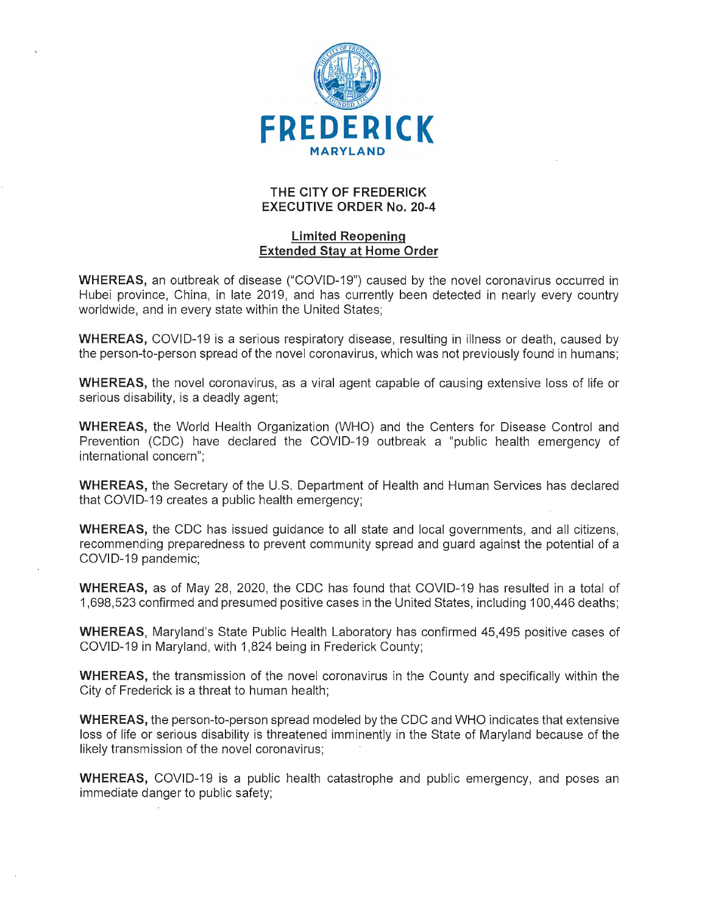**FREDERICK**

**MARYLAND**

# THE CITY OF FREDERICK
# EXECUTIVE ORDER No. 20-4

## Limited Reopening
## Extended Stay at Home Order

**WHEREAS,** an outbreak of disease ("COVID-19") caused by the novel coronavirus occurred in Hubei province, China, in late 2019, and has currently been detected in nearly every country worldwide, and in every state within the United States;

**WHEREAS,** COVID-19 is a serious respiratory disease, resulting in illness or death, caused by the person-to-person spread of the novel coronavirus, which was not previously found in humans;

**WHEREAS,** the novel coronavirus, as a viral agent capable of causing extensive loss of life or serious disability, is a deadly agent;

**WHEREAS,** the World Health Organization (WHO) and the Centers for Disease Control and Prevention (CDC) have declared the COVID-19 outbreak a "public health emergency of international concern";

**WHEREAS,** the Secretary of the U.S. Department of Health and Human Services has declared that COVID-19 creates a public health emergency;

**WHEREAS,** the CDC has issued guidance to all state and local governments, and all citizens, recommending preparedness to prevent community spread and guard against the potential of a COVID-19 pandemic;

**WHEREAS,** as of May 28, 2020, the CDC has found that COVID-19 has resulted in a total of 1,698,523 confirmed and presumed positive cases in the United States, including 100,446 deaths;

**WHEREAS**, Maryland's State Public Health Laboratory has confirmed 45,495 positive cases of COVID-19 in Maryland, with 1,824 being in Frederick County;

**WHEREAS,** the transmission of the novel coronavirus in the County and specifically within the City of Frederick is a threat to human health;

**WHEREAS,** the person-to-person spread modeled by the CDC and WHO indicates that extensive loss of life or serious disability is threatened imminently in the State of Maryland because of the likely transmission of the novel coronavirus;

**WHEREAS,** COVID-19 is a public health catastrophe and public emergency, and poses an immediate danger to public safety;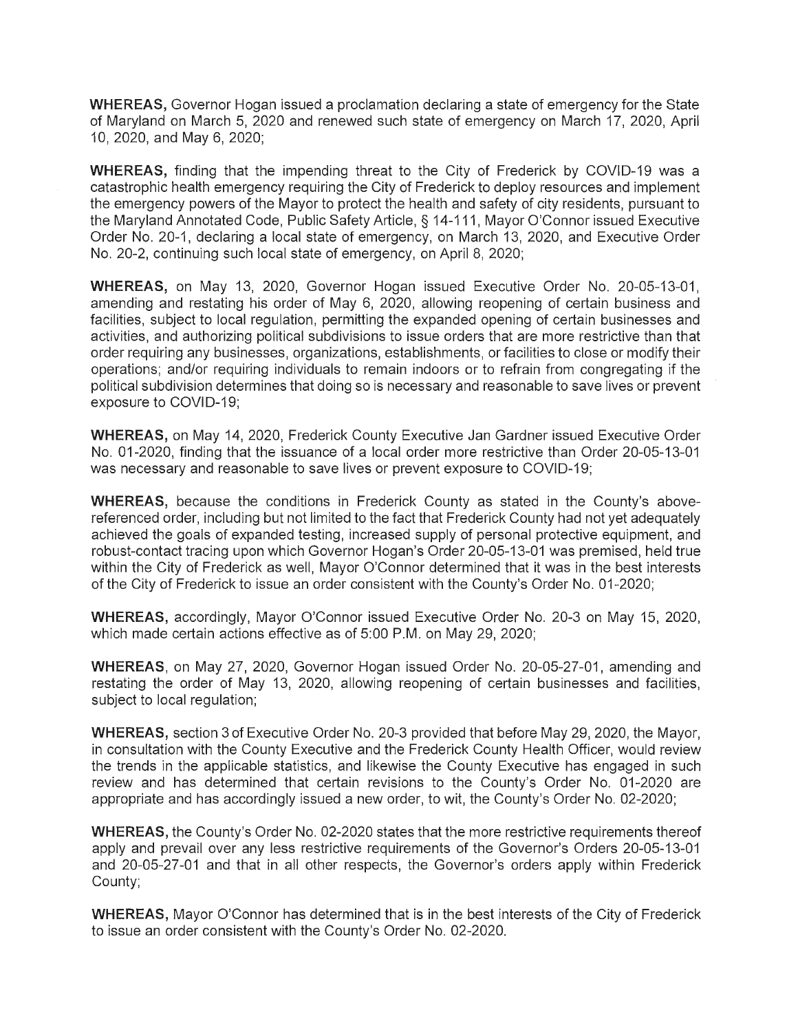**WHEREAS,** Governor Hogan issued a proclamation declaring a state of emergency for the State of Maryland on March 5, 2020 and renewed such state of emergency on March 17, 2020, April 10, 2020, and May 6, 2020;

**WHEREAS,** finding that the impending threat to the City of Frederick by COVID-19 was a catastrophic health emergency requiring the City of Frederick to deploy resources and implement the emergency powers of the Mayor to protect the health and safety of city residents, pursuant to the Maryland Annotated Code, Public Safety Article, § 14-111, Mayor O'Connor issued Executive Order No. 20-1, declaring a local state of emergency, on March 13, 2020, and Executive Order No. 20-2, continuing such local state of emergency, on April 8, 2020;

**WHEREAS,** on May 13, 2020, Governor Hogan issued Executive Order No. 20-05-13-01, amending and restating his order of May 6, 2020, allowing reopening of certain business and facilities, subject to local regulation, permitting the expanded opening of certain businesses and activities, and authorizing political subdivisions to issue orders that are more restrictive than that order requiring any businesses, organizations, establishments, or facilities to close or modify their operations; and/or requiring individuals to remain indoors or to refrain from congregating if the political subdivision determines that doing so is necessary and reasonable to save lives or prevent exposure to COVID-19;

**WHEREAS,** on May 14, 2020, Frederick County Executive Jan Gardner issued Executive Order No. 01-2020, finding that the issuance of a local order more restrictive than Order 20-05-13-01 was necessary and reasonable to save lives or prevent exposure to COVID-19;

**WHEREAS,** because the conditions in Frederick County as stated in the County's above-referenced order, including but not limited to the fact that Frederick County had not yet adequately achieved the goals of expanded testing, increased supply of personal protective equipment, and robust-contact tracing upon which Governor Hogan's Order 20-05-13-01 was premised, held true within the City of Frederick as well, Mayor O'Connor determined that it was in the best interests of the City of Frederick to issue an order consistent with the County's Order No. 01-2020;

**WHEREAS,** accordingly, Mayor O'Connor issued Executive Order No. 20-3 on May 15, 2020, which made certain actions effective as of 5:00 P.M. on May 29, 2020;

**WHEREAS**, on May 27, 2020, Governor Hogan issued Order No. 20-05-27-01, amending and restating the order of May 13, 2020, allowing reopening of certain businesses and facilities, subject to local regulation;

**WHEREAS,** section 3 of Executive Order No. 20-3 provided that before May 29, 2020, the Mayor, in consultation with the County Executive and the Frederick County Health Officer, would review the trends in the applicable statistics, and likewise the County Executive has engaged in such review and has determined that certain revisions to the County's Order No. 01-2020 are appropriate and has accordingly issued a new order, to wit, the County's Order No. 02-2020;

**WHEREAS,** the County's Order No. 02-2020 states that the more restrictive requirements thereof apply and prevail over any less restrictive requirements of the Governor's Orders 20-05-13-01 and 20-05-27-01 and that in all other respects, the Governor's orders apply within Frederick County;

**WHEREAS,** Mayor O'Connor has determined that is in the best interests of the City of Frederick to issue an order consistent with the County's Order No. 02-2020.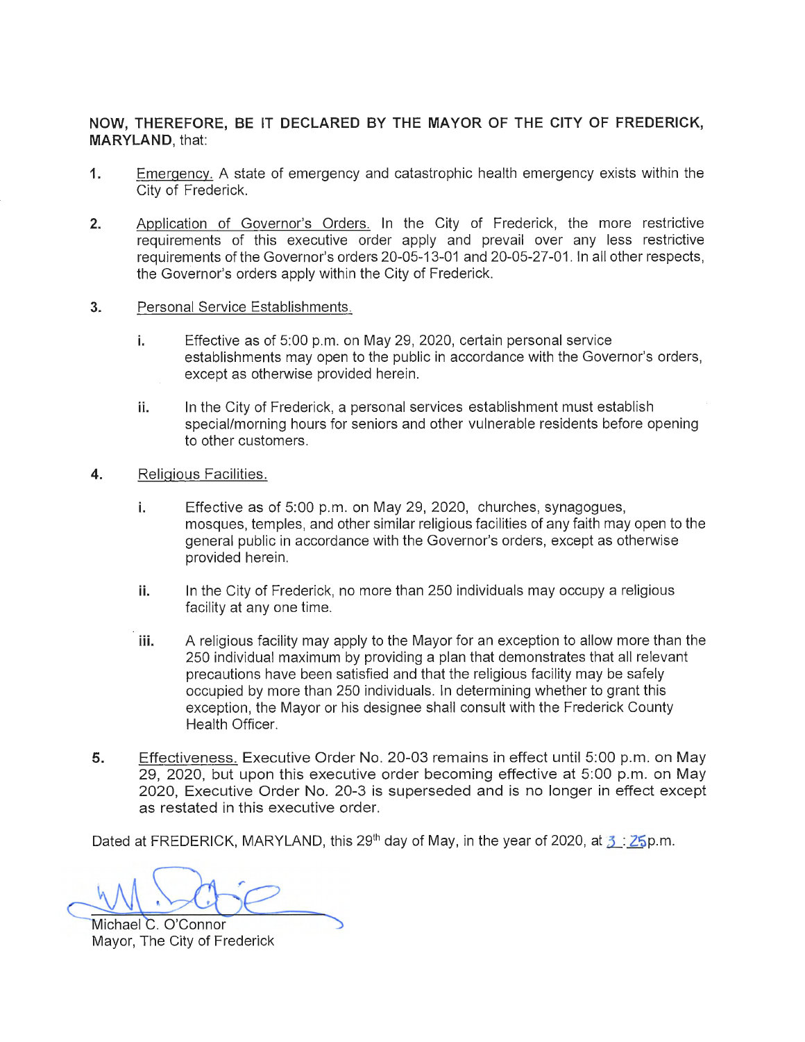**NOW, THEREFORE, BE IT DECLARED BY THE MAYOR OF THE CITY OF FREDERICK, MARYLAND**, that:

1. Emergency. A state of emergency and catastrophic health emergency exists within the City of Frederick.

2. Application of Governor's Orders. In the City of Frederick, the more restrictive requirements of this executive order apply and prevail over any less restrictive requirements of the Governor's orders 20-05-13-01 and 20-05-27-01. In all other respects, the Governor's orders apply within the City of Frederick.

3. Personal Service Establishments.

   i. Effective as of 5:00 p.m. on May 29, 2020, certain personal service establishments may open to the public in accordance with the Governor's orders, except as otherwise provided herein.

   ii. In the City of Frederick, a personal services establishment must establish special/morning hours for seniors and other vulnerable residents before opening to other customers.

4. Religious Facilities.

   i. Effective as of 5:00 p.m. on May 29, 2020, churches, synagogues, mosques, temples, and other similar religious facilities of any faith may open to the general public in accordance with the Governor's orders, except as otherwise provided herein.

   ii. In the City of Frederick, no more than 250 individuals may occupy a religious facility at any one time.

   iii. A religious facility may apply to the Mayor for an exception to allow more than the 250 individual maximum by providing a plan that demonstrates that all relevant precautions have been satisfied and that the religious facility may be safely occupied by more than 250 individuals. In determining whether to grant this exception, the Mayor or his designee shall consult with the Frederick County Health Officer.

5. Effectiveness. Executive Order No. 20-03 remains in effect until 5:00 p.m. on May 29, 2020, but upon this executive order becoming effective at 5:00 p.m. on May 2020, Executive Order No. 20-3 is superseded and is no longer in effect except as restated in this executive order.

Dated at FREDERICK, MARYLAND, this 29th day of May, in the year of 2020, at 3 : 25 p.m.

Michael C. O'Connor
Mayor, The City of Frederick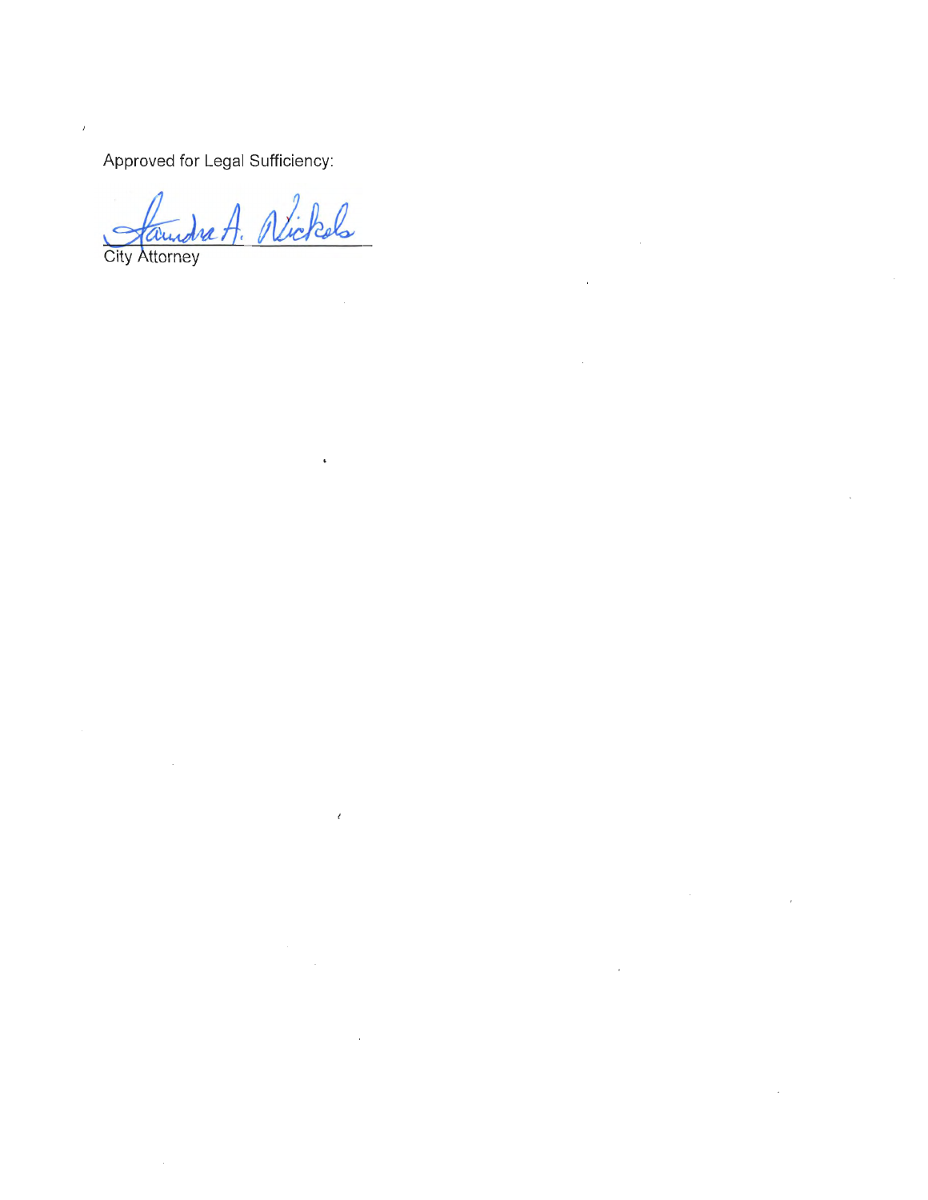Approved for Legal Sufficiency:

Sandra A. Nickels

City Attorney